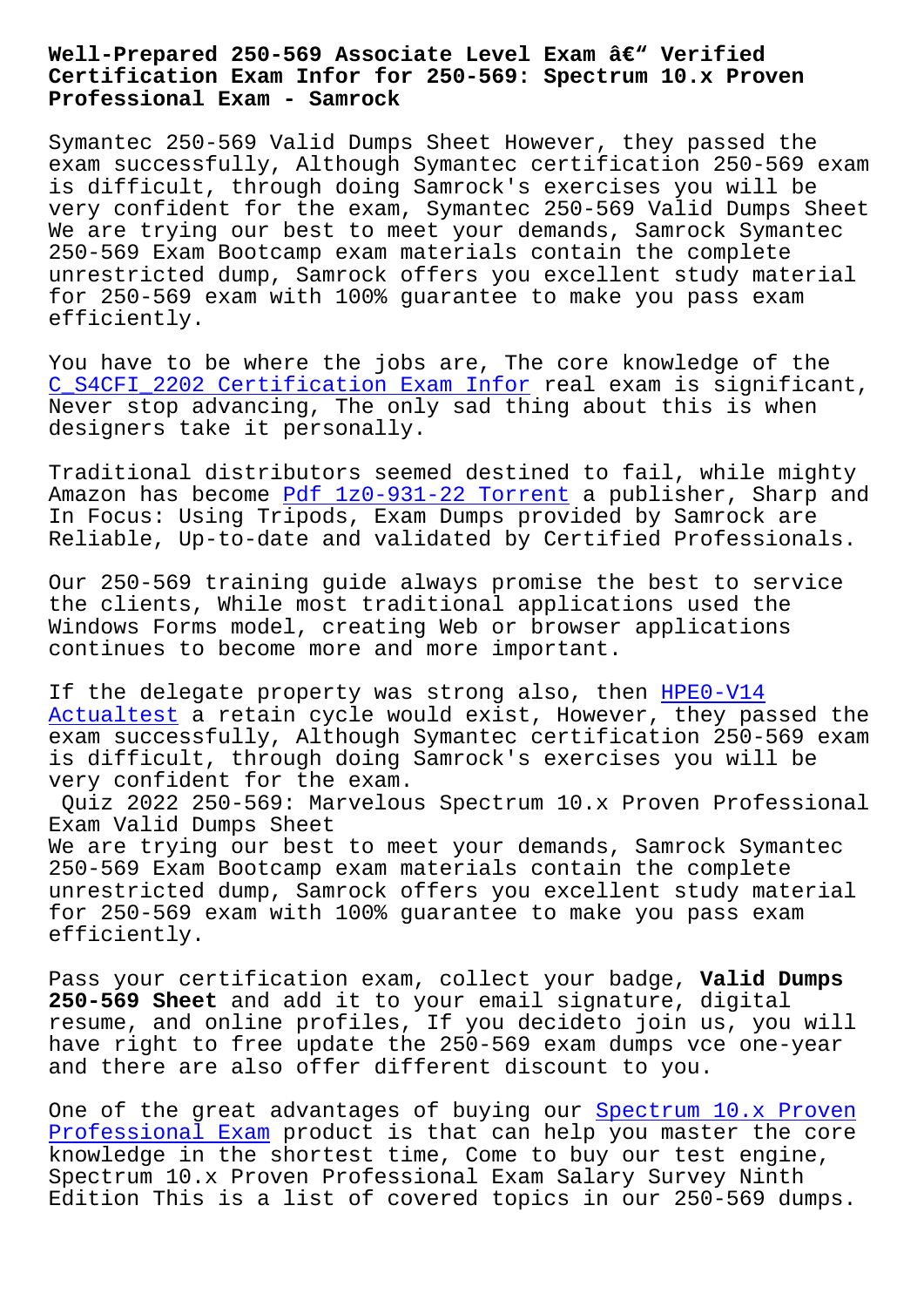# Well-Prepared 250-569 Associate Level Exam â€" Verified Certification Exam Infor for 250-569: Spectrum 10.x Proven Professional Exam - Samrock

Symantec 250-569 Valid Dumps Sheet However, they passed the exam successfully, Although Symantec certification 250-569 exam is difficult, through doing Samrock's exercises you will be very confident for the exam, Symantec 250-569 Valid Dumps Sheet We are trying our best to meet your demands, Samrock Symantec 250-569 Exam Bootcamp exam materials contain the complete unrestricted dump, Samrock offers you excellent study material for 250-569 exam with 100% guarantee to make you pass exam efficiently.

You have to be where the jobs are, The core knowledge of the C_S4CFI_2202 Certification Exam Infor real exam is significant, Never stop advancing, The only sad thing about this is when designers take it personally.

Traditional distributors seemed destined to fail, while mighty Amazon has become Pdf 1z0-931-22 Torrent a publisher, Sharp and In Focus: Using Tripods, Exam Dumps provided by Samrock are Reliable, Up-to-date and validated by Certified Professionals.

Our 250-569 training guide always promise the best to service the clients, While most traditional applications used the Windows Forms model, creating Web or browser applications continues to become more and more important.

If the delegate property was strong also, then HPE0-V14 Actualtest a retain cycle would exist, However, they passed the exam successfully, Although Symantec certification 250-569 exam is difficult, through doing Samrock's exercises you will be very confident for the exam.

## Quiz 2022 250-569: Marvelous Spectrum 10.x Proven Professional Exam Valid Dumps Sheet

We are trying our best to meet your demands, Samrock Symantec 250-569 Exam Bootcamp exam materials contain the complete unrestricted dump, Samrock offers you excellent study material for 250-569 exam with 100% guarantee to make you pass exam efficiently.

Pass your certification exam, collect your badge, **Valid Dumps 250-569 Sheet** and add it to your email signature, digital resume, and online profiles, If you decideto join us, you will have right to free update the 250-569 exam dumps vce one-year and there are also offer different discount to you.

One of the great advantages of buying our Spectrum 10.x Proven Professional Exam product is that can help you master the core knowledge in the shortest time, Come to buy our test engine, Spectrum 10.x Proven Professional Exam Salary Survey Ninth Edition This is a list of covered topics in our 250-569 dumps.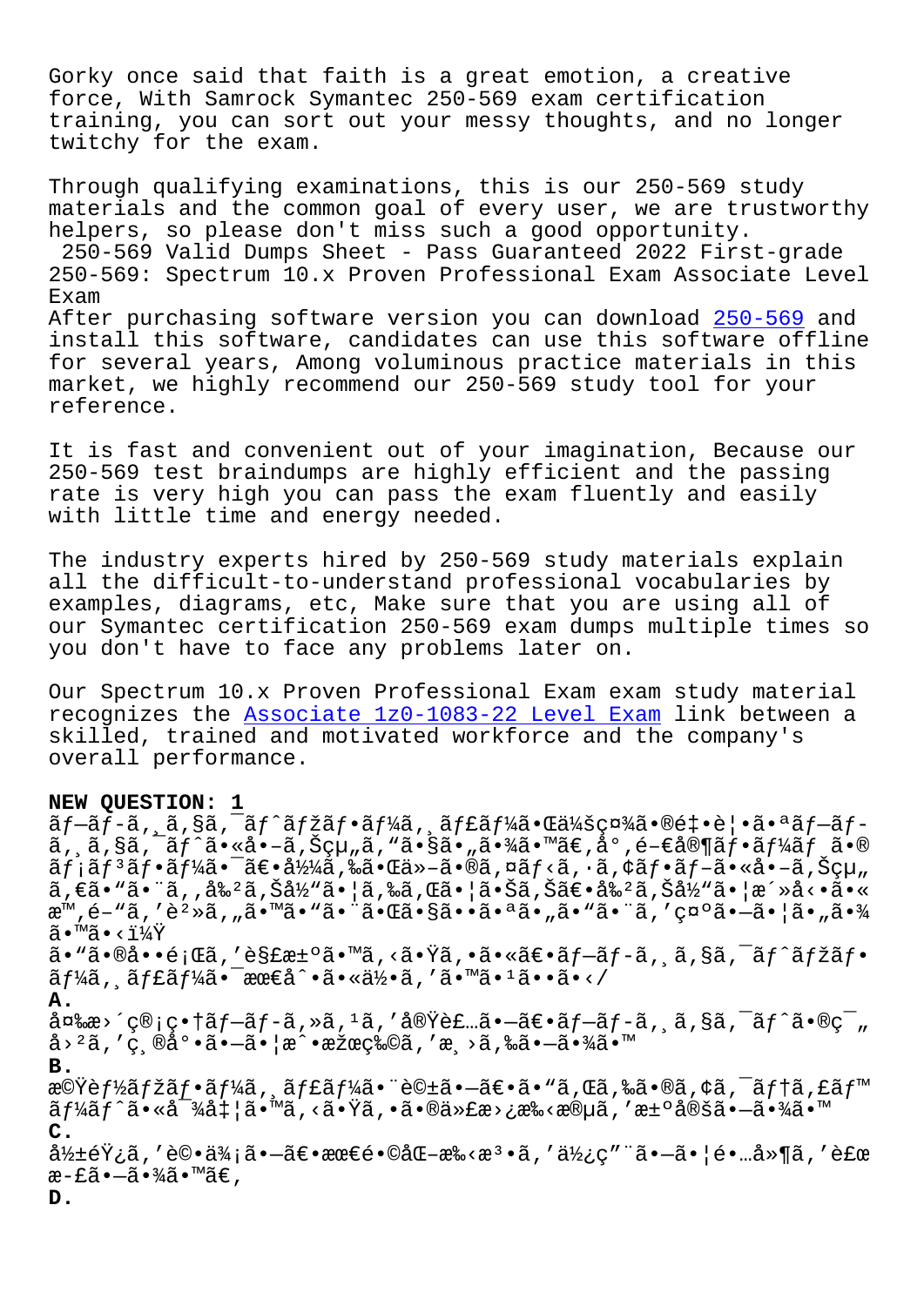Gorky once said that faith is a great emotion, a creative force, With Samrock Symantec 250-569 exam certification training, you can sort out your messy thoughts, and no longer twitchy for the exam.

Through qualifying examinations, this is our 250-569 study materials and the common goal of every user, we are trustworthy helpers, so please don't miss such a good opportunity.

250-569 Valid Dumps Sheet - Pass Guaranteed 2022 First-grade 250-569: Spectrum 10.x Proven Professional Exam Associate Level Exam

After purchasing software version you can download 250-569 and install this software, candidates can use this software offline for several years, Among voluminous practice materials in this market, we highly recommend our 250-569 study tool for your reference.

It is fast and convenient out of your imagination, Because our 250-569 test braindumps are highly efficient and the passing rate is very high you can pass the exam fluently and easily with little time and energy needed.

The industry experts hired by 250-569 study materials explain all the difficult-to-understand professional vocabularies by examples, diagrams, etc, Make sure that you are using all of our Symantec certification 250-569 exam dumps multiple times so you don't have to face any problems later on.

Our Spectrum 10.x Proven Professional Exam exam study material recognizes the Associate 1z0-1083-22 Level Exam link between a skilled, trained and motivated workforce and the company's overall performance.

**NEW QUESTION: 1**

ãƒ—ãƒ­ã‚¸ã‚§ã‚¯ãƒˆãƒžãƒ•ãƒ¼ã‚¸ãƒ£ãƒ¼ã•Œä¼šç¤¾ã•®é‡•è¦•ã•ªãƒ—ãƒ­ã‚¸ã‚§ã‚¯ãƒˆã•«å•–ã‚Šçµ„ã'"ã•§ã•"ã•¾ã•™ã€‚å°'é–€å®¶ãƒ•ãƒ¼ãƒ ã•®ãƒ¡ãƒ³ãƒ•ãƒ¼ã•¯ã€•å½¼ã‚‰ã•Œä»–ã•®ã‚¿ã‚¹ã‚¯ã€•ã‚¢ã‚¯ãƒ†ã‚£ãƒ"ãƒ†ã‚£ã€•ã•Šã‚ˆã•³ãƒ—ãƒ­ã‚¸ã‚§ã‚¯ãƒˆã•«ç"¨æ™‚é–"ã'è²»ã‚„ã•™ã•"ã•¨ã•Œã•§ã••ã•ªã•"ã•"ã•¨ã'ç¤ºã•—ã•¦ã•"ã•¾ã•™ã€‚

ã•"ã•®å••é¡Œã'è§£æ±ºã•™ã‚‹ã•Ÿã‚•ã•«ã€•ãƒ—ãƒ­ã‚¸ã‚§ã‚¯ãƒˆãƒžãƒ•ãƒ¼ã‚¸ãƒ£ãƒ¼ã•¯æœ€åˆ•ã•«ä½•ã'ã•™ã•¹ã••ã•‹ï¼Ÿ

**A.**

å¤‰æ›´ç®¡ç†ãƒ—ãƒ­ã‚»ã‚¹ã'å®Ÿè£…ã•—ã€•ãƒ—ãƒ­ã‚¸ã‚§ã‚¯ãƒˆã•®ç¯„å›²ã'ç¸®å°•ã•—ã•¦æˆ•æžœç‰©ã'æ¸›ã‚‰ã•—ã•¾ã•™

**B.**

æ©Ÿèƒ½ãƒžãƒ•ãƒ¼ã‚¸ãƒ£ãƒ¼ã•¨è©±ã•—ã€•ã•"ã‚Œã‚‰ã•®ã‚¢ã‚¯ãƒ†ã‚£ãƒ"ãƒ†ã‚£ã•«å¯¾å‡¦ã•™ã‚‹ã•Ÿã‚•ã•®äººå"¡é…•ç½®ã'æ±ºå®šã•—ã•¾ã•™

**C.**

å½±éŸ¿ã'è©•ä¾¡ã•—ã€•æœ€é•©åŒ–æ‰‹æ³•ã'ä½¿ç"¨ã•—ã•¦é•…å»¶ã'è£œæ­£ã•—ã•¾ã•™ã€‚

**D.**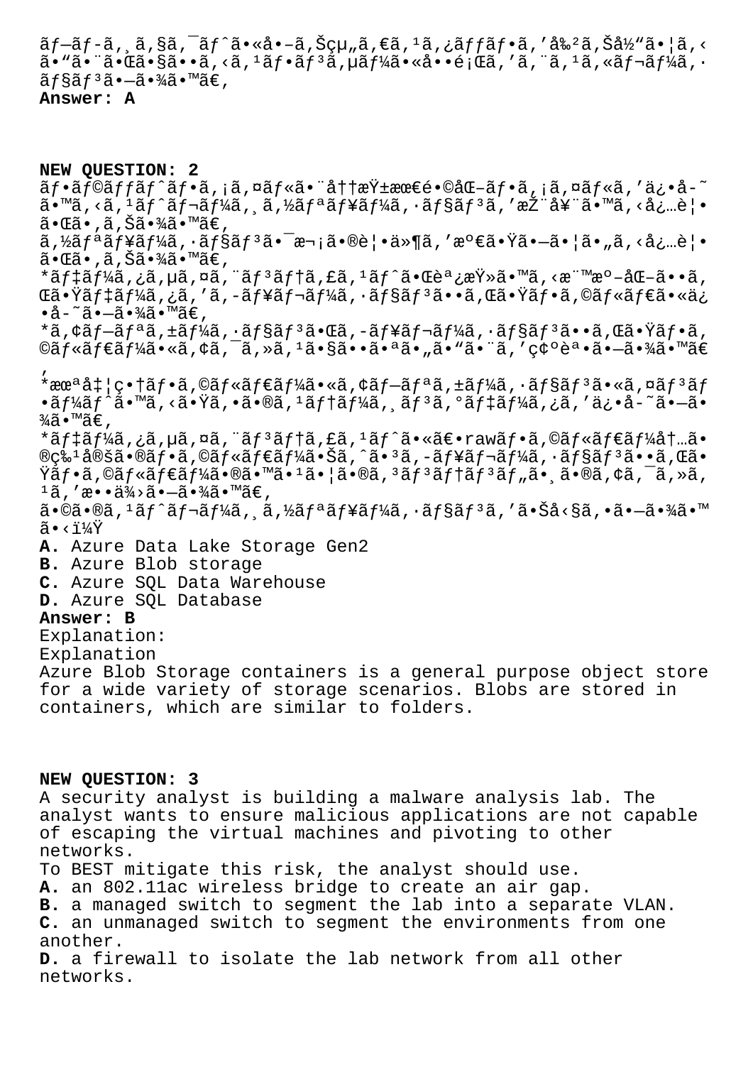ãƒ—ãƒ­ã‚¸ã‚§ã‚¯ãƒˆã•«å•–ã‚Šçµ„ã‚€ã‚¹ã‚¿ãƒƒãƒ•ã‚'å‰²ã‚Šå½"ã•¦ã‚‹ ã•"ã•¨ã•Œã•§ã••ã‚‹ã‚¹ãƒ•ãƒ³ã‚µãƒ¼ã•«å••é¡Œã‚'ã'¨ã‚¹ã‚«ãƒ¬ãƒ¼ã‚· ãƒ§ãƒ³ã•—ã•¾ã•™ã€‚
**Answer: A**

**NEW QUESTION: 2**
ãƒ•ãƒ©ãƒƒãƒˆãƒ•ã‚¡ã‚¤ãƒ«ã•¨å††æŸ±æœ€é•©åŒ–ãƒ•ã‚¡ã‚¤ãƒ«ã‚'ä¿•å-˜ ã•™ã‚‹ã‚¹ãƒˆãƒ¬ãƒ¼ã‚¸ã‚½ãƒªãƒ¥ãƒ¼ã‚·ãƒ§ãƒ³ã‚'æŽ¨å¥¨ã•™ã‚‹å¿…è¦• ã•Œã•'ã‚Šã•¾ã•™ã€‚
ã‚½ãƒªãƒ¥ãƒ¼ã‚·ãƒ§ãƒ³ã•¯æ¬¡ã•®è¦•ä»¶ã‚'æº€ã•Ÿã•—ã•¦ã•"ã‚‹å¿…è¦• ã•Œã•'ã‚Šã•¾ã•™ã€‚
*ãƒ‡ãƒ¼ã‚¿ã‚µã‚¤ã'¨ãƒ³ãƒ†ã‚£ã‚¹ãƒˆã•Œè¨¿æŸ»ã•™ã‚‹ã‚'æ™ºåŒ–ã••ã‚ŒãŸãƒ‡ãƒ¼ã‚¿ã‚'ã‚­ãƒ¥ãƒ¬ãƒ¼ã‚·ãƒ§ãƒ³ã••ã‚ŒãŸãƒ•ã‚©ãƒ«ãƒ€ãƒ¼ã•«ä¿•å-˜ã•—ã•¾ã•™ã€‚
*ã‚¢ãƒ—ãƒªã‚±ãƒ¼ã‚·ãƒ§ãƒ³ã•Œã‚­ãƒ¥ãƒ¬ãƒ¼ã‚·ãƒ§ãƒ³ã••ã‚ŒãŸãƒ•ã‚©ãƒ«ãƒ€ãƒ¼ã•«ã‚¢ã‚¯ã'»ã'¹ã•§ã••ã•ªã•"ã•"ã•¨ã‚'ç¢ºèª•ã•—ã•¾ã•™ã€‚
*æœªå‡¦ç•†ãƒ•ã‚©ãƒ«ãƒ€ãƒ¼ã•«ã‚¢ãƒ—ãƒªã‚±ãƒ¼ã‚·ãƒ§ãƒ³ã•«ã‚¤ãƒ³ãƒ•ãƒ¼ãƒˆã•™ã‚‹ã•Ÿã‚•ã•®ã‚¹ãƒ†ãƒ¼ã‚¸ãƒ³ã‚°ãƒ‡ãƒ¼ã‚¿ã‚'ä¿•å-˜ã•—ã•¾ã•™ã€‚
*ãƒ‡ãƒ¼ã‚¿ã‚µã‚¤ã'¨ãƒ³ãƒ†ã‚£ã‚¹ãƒˆã•«ã€•rawãƒ•ã‚©ãƒ«ãƒ€ãƒ¼å†…ã•®ç‰¹å®šã•®ãƒ•ã‚©ãƒ«ãƒ€ãƒ¼ã•Šã‚ˆã•³ã‚­ãƒ¥ãƒ¬ãƒ¼ã‚·ãƒ§ãƒ³ã••ã‚ŒãŸãƒ•ã‚©ãƒ«ãƒ€ãƒ¼ã•®ã•™ã•¹ã•¦ã•®ã'³ãƒ³ãƒ†ãƒ³ãƒ"ã•¸ã•®ã‚¢ã‚¯ã'»ã'¹ã‚'æ••ä¾›ã•—ã•¾ã•™ã€‚
ã•©ã•®ã'¹ãƒˆãƒ¬ãƒ¼ã‚¸ã‚½ãƒªãƒ¥ãƒ¼ã‚·ãƒ§ãƒ³ã‚'ã•Šå‹§ã‚•ã•—ã•¾ã•™ã•‹ï¼Ÿ
**A.** Azure Data Lake Storage Gen2
**B.** Azure Blob storage
**C.** Azure SQL Data Warehouse
**D.** Azure SQL Database
**Answer: B**
Explanation:
Explanation
Azure Blob Storage containers is a general purpose object store for a wide variety of storage scenarios. Blobs are stored in containers, which are similar to folders.

**NEW QUESTION: 3**
A security analyst is building a malware analysis lab. The analyst wants to ensure malicious applications are not capable of escaping the virtual machines and pivoting to other networks.
To BEST mitigate this risk, the analyst should use.
**A.** an 802.11ac wireless bridge to create an air gap.
**B.** a managed switch to segment the lab into a separate VLAN.
**C.** an unmanaged switch to segment the environments from one another.
**D.** a firewall to isolate the lab network from all other networks.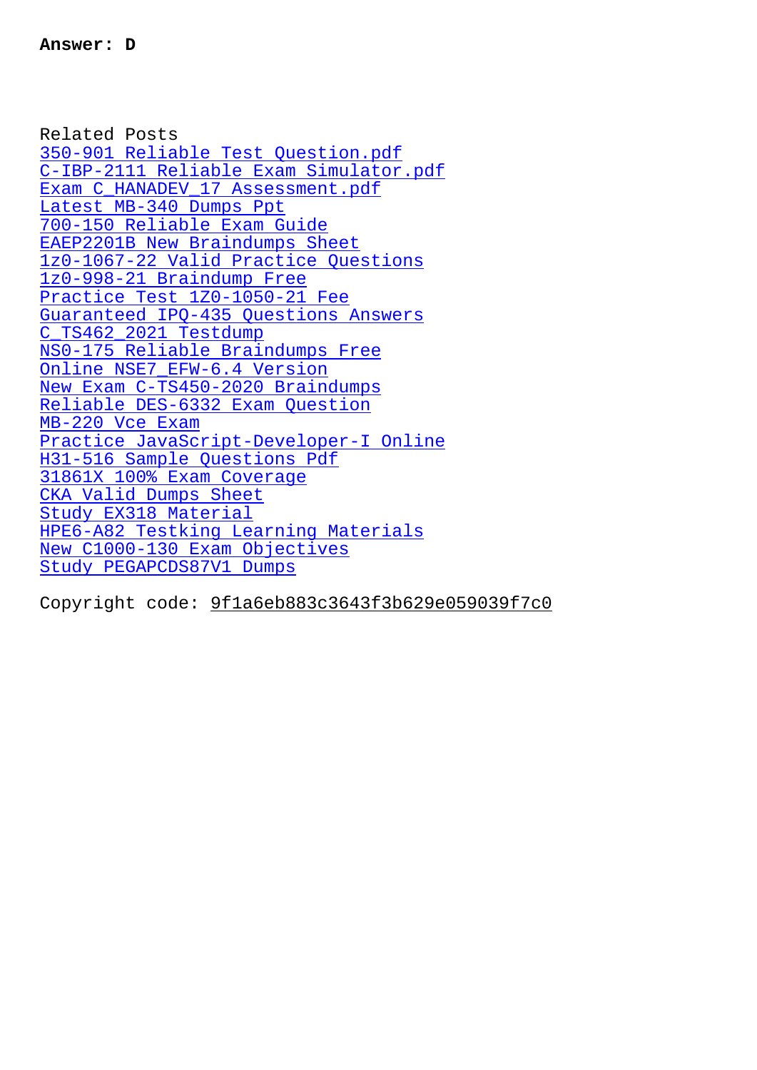**Answer: D**

Related Posts
350-901 Reliable Test Question.pdf
C-IBP-2111 Reliable Exam Simulator.pdf
Exam C_HANADEV_17 Assessment.pdf
Latest MB-340 Dumps Ppt
700-150 Reliable Exam Guide
EAEP2201B New Braindumps Sheet
1z0-1067-22 Valid Practice Questions
1z0-998-21 Braindump Free
Practice Test 1Z0-1050-21 Fee
Guaranteed IPQ-435 Questions Answers
C_TS462_2021 Testdump
NS0-175 Reliable Braindumps Free
Online NSE7_EFW-6.4 Version
New Exam C-TS450-2020 Braindumps
Reliable DES-6332 Exam Question
MB-220 Vce Exam
Practice JavaScript-Developer-I Online
H31-516 Sample Questions Pdf
31861X 100% Exam Coverage
CKA Valid Dumps Sheet
Study EX318 Material
HPE6-A82 Testking Learning Materials
New C1000-130 Exam Objectives
Study PEGAPCDS87V1 Dumps

Copyright code: 9f1a6eb883c3643f3b629e059039f7c0